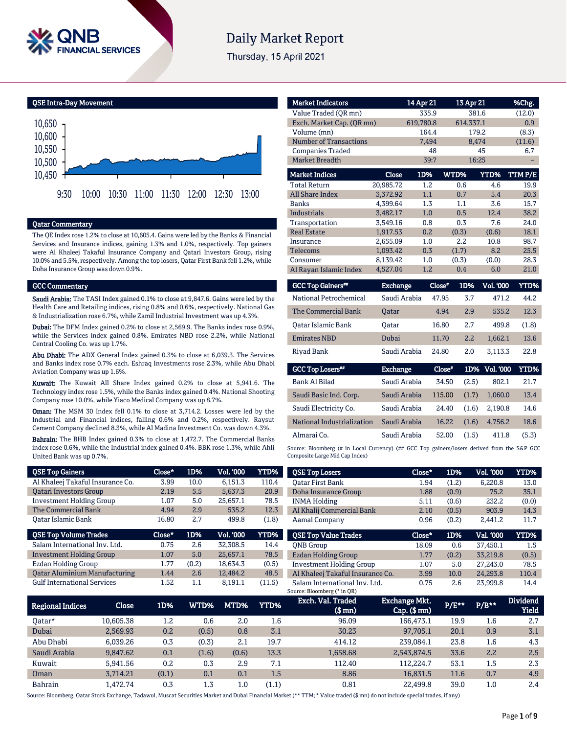# Daily Market Report

Thursday, 15 April 2021

## QSE Intra-Day Movement

## Qatar Commentary

The QE Index rose 1.2% to close at 10,605.4. Gains were led by the Banks & Financial Services and Insurance indices, gaining 1.3% and 1.0%, respectively. Top gainers were Al Khaleej Takaful Insurance Company and Qatari Investors Group, rising 10.0% and 5.5%, respectively. Among the top losers, Qatar First Bank fell 1.2%, while Doha Insurance Group was down 0.9%.

## GCC Commentary

**Saudi Arabia:** The TASI Index gained 0.1% to close at 9,847.6. Gains were led by the Health Care and Retailing indices, rising 0.8% and 0.6%, respectively. National Gas & Industrialization rose 6.7%, while Zamil Industrial Investment was up 4.3%.

**Dubai:** The DFM Index gained 0.2% to close at 2,569.9. The Banks index rose 0.9%, while the Services index gained 0.8%. Emirates NBD rose 2.2%, while National Central Cooling Co. was up 1.7%.

**Abu Dhabi:** The ADX General Index gained 0.3% to close at 6,039.3. The Services and Banks index rose 0.7% each. Eshraq Investments rose 2.3%, while Abu Dhabi Aviation Company was up 1.6%.

**Kuwait:** The Kuwait All Share Index gained 0.2% to close at 5,941.6. The Technology index rose 1.5%, while the Banks index gained 0.4%. National Shooting Company rose 10.0%, while Yiaco Medical Company was up 8.7%.

**Oman:** The MSM 30 Index fell 0.1% to close at 3,714.2. Losses were led by the Industrial and Financial indices, falling 0.6% and 0.2%, respectively. Raysut Cement Company declined 8.3%, while Al Madina Investment Co. was down 4.3%.

**Bahrain:** The BHB Index gained 0.3% to close at 1,472.7. The Commercial Banks index rose 0.6%, while the Industrial index gained 0.4%. BBK rose 1.3%, while Ahli United Bank was up 0.7%.

| Market Indicators | 14 Apr 21 | 13 Apr 21 | %Chg. |
|---|---|---|---|
| Value Traded (QR mn) | 335.9 | 381.6 | (12.0) |
| Exch. Market Cap. (QR mn) | 619,780.8 | 614,337.1 | 0.9 |
| Volume (mn) | 164.4 | 179.2 | (8.3) |
| Number of Transactions | 7,494 | 8,474 | (11.6) |
| Companies Traded | 48 | 45 | 6.7 |
| Market Breadth | 39:7 | 16:25 | – |

| Market Indices | Close | 1D% | WTD% | YTD% | TTM P/E |
|---|---|---|---|---|---|
| Total Return | 20,985.72 | 1.2 | 0.6 | 4.6 | 19.9 |
| All Share Index | 3,372.92 | 1.1 | 0.7 | 5.4 | 20.3 |
| Banks | 4,399.64 | 1.3 | 1.1 | 3.6 | 15.7 |
| Industrials | 3,482.17 | 1.0 | 0.5 | 12.4 | 38.2 |
| Transportation | 3,549.16 | 0.8 | 0.3 | 7.6 | 24.0 |
| Real Estate | 1,917.53 | 0.2 | (0.3) | (0.6) | 18.1 |
| Insurance | 2,655.09 | 1.0 | 2.2 | 10.8 | 98.7 |
| Telecoms | 1,093.42 | 0.3 | (1.7) | 8.2 | 25.5 |
| Consumer | 8,139.42 | 1.0 | (0.3) | (0.0) | 28.3 |
| Al Rayan Islamic Index | 4,527.04 | 1.2 | 0.4 | 6.0 | 21.0 |

| GCC Top Gainers## | Exchange | Close# | 1D% | Vol. '000 | YTD% |
|---|---|---|---|---|---|
| National Petrochemical | Saudi Arabia | 47.95 | 3.7 | 471.2 | 44.2 |
| The Commercial Bank | Qatar | 4.94 | 2.9 | 535.2 | 12.3 |
| Qatar Islamic Bank | Qatar | 16.80 | 2.7 | 499.8 | (1.8) |
| Emirates NBD | Dubai | 11.70 | 2.2 | 1,662.1 | 13.6 |
| Riyad Bank | Saudi Arabia | 24.80 | 2.0 | 3,113.3 | 22.8 |

| GCC Top Losers## | Exchange | Close# | 1D% | Vol. '000 | YTD% |
|---|---|---|---|---|---|
| Bank Al Bilad | Saudi Arabia | 34.50 | (2.5) | 802.1 | 21.7 |
| Saudi Basic Ind. Corp. | Saudi Arabia | 115.00 | (1.7) | 1,060.0 | 13.4 |
| Saudi Electricity Co. | Saudi Arabia | 24.40 | (1.6) | 2,190.8 | 14.6 |
| National Industrialization | Saudi Arabia | 16.22 | (1.6) | 4,756.2 | 18.6 |
| Almarai Co. | Saudi Arabia | 52.00 | (1.5) | 411.8 | (5.3) |

Source: Bloomberg (# in Local Currency) (## GCC Top gainers/losers derived from the S&P GCC Composite Large Mid Cap Index)

| QSE Top Gainers | Close* | 1D% | Vol. '000 | YTD% |
|---|---|---|---|---|
| Al Khaleej Takaful Insurance Co. | 3.99 | 10.0 | 6,151.3 | 110.4 |
| Qatari Investors Group | 2.19 | 5.5 | 5,637.3 | 20.9 |
| Investment Holding Group | 1.07 | 5.0 | 25,657.1 | 78.5 |
| The Commercial Bank | 4.94 | 2.9 | 535.2 | 12.3 |
| Qatar Islamic Bank | 16.80 | 2.7 | 499.8 | (1.8) |

| QSE Top Volume Trades | Close* | 1D% | Vol. '000 | YTD% |
|---|---|---|---|---|
| Salam International Inv. Ltd. | 0.75 | 2.6 | 32,308.5 | 14.4 |
| Investment Holding Group | 1.07 | 5.0 | 25,657.1 | 78.5 |
| Ezdan Holding Group | 1.77 | (0.2) | 18,634.3 | (0.5) |
| Qatar Aluminium Manufacturing | 1.44 | 2.6 | 12,484.2 | 48.5 |
| Gulf International Services | 1.52 | 1.1 | 8,191.1 | (11.5) |

| QSE Top Losers | Close* | 1D% | Vol. '000 | YTD% |
|---|---|---|---|---|
| Qatar First Bank | 1.94 | (1.2) | 6,220.8 | 13.0 |
| Doha Insurance Group | 1.88 | (0.9) | 75.2 | 35.1 |
| INMA Holding | 5.11 | (0.6) | 232.2 | (0.0) |
| Al Khalij Commercial Bank | 2.10 | (0.5) | 903.9 | 14.3 |
| Aamal Company | 0.96 | (0.2) | 2,441.2 | 11.7 |

| QSE Top Value Trades | Close* | 1D% | Val. '000 | YTD% |
|---|---|---|---|---|
| QNB Group | 18.09 | 0.6 | 37,450.1 | 1.5 |
| Ezdan Holding Group | 1.77 | (0.2) | 33,219.8 | (0.5) |
| Investment Holding Group | 1.07 | 5.0 | 27,243.0 | 78.5 |
| Al Khaleej Takaful Insurance Co. | 3.99 | 10.0 | 24,293.8 | 110.4 |
| Salam International Inv. Ltd. | 0.75 | 2.6 | 23,999.8 | 14.4 |

Source: Bloomberg (* in QR)

| Regional Indices | Close | 1D% | WTD% | MTD% | YTD% | Exch. Val. Traded ($ mn) | Exchange Mkt. Cap. ($ mn) | P/E** | P/B** | Dividend Yield |
|---|---|---|---|---|---|---|---|---|---|---|
| Qatar* | 10,605.38 | 1.2 | 0.6 | 2.0 | 1.6 | 96.09 | 166,473.1 | 19.9 | 1.6 | 2.7 |
| Dubai | 2,569.93 | 0.2 | (0.5) | 0.8 | 3.1 | 30.23 | 97,705.1 | 20.1 | 0.9 | 3.1 |
| Abu Dhabi | 6,039.26 | 0.3 | (0.3) | 2.1 | 19.7 | 414.12 | 239,084.1 | 23.8 | 1.6 | 4.3 |
| Saudi Arabia | 9,847.62 | 0.1 | (1.6) | (0.6) | 13.3 | 1,658.68 | 2,543,874.5 | 33.6 | 2.2 | 2.5 |
| Kuwait | 5,941.56 | 0.2 | 0.3 | 2.9 | 7.1 | 112.40 | 112,224.7 | 53.1 | 1.5 | 2.3 |
| Oman | 3,714.21 | (0.1) | 0.1 | 0.1 | 1.5 | 8.86 | 16,831.5 | 11.6 | 0.7 | 4.9 |
| Bahrain | 1,472.74 | 0.3 | 1.3 | 1.0 | (1.1) | 0.81 | 22,499.8 | 39.0 | 1.0 | 2.4 |

Source: Bloomberg, Qatar Stock Exchange, Tadawul, Muscat Securities Market and Dubai Financial Market (** TTM; * Value traded ($ mn) do not include special trades, if any)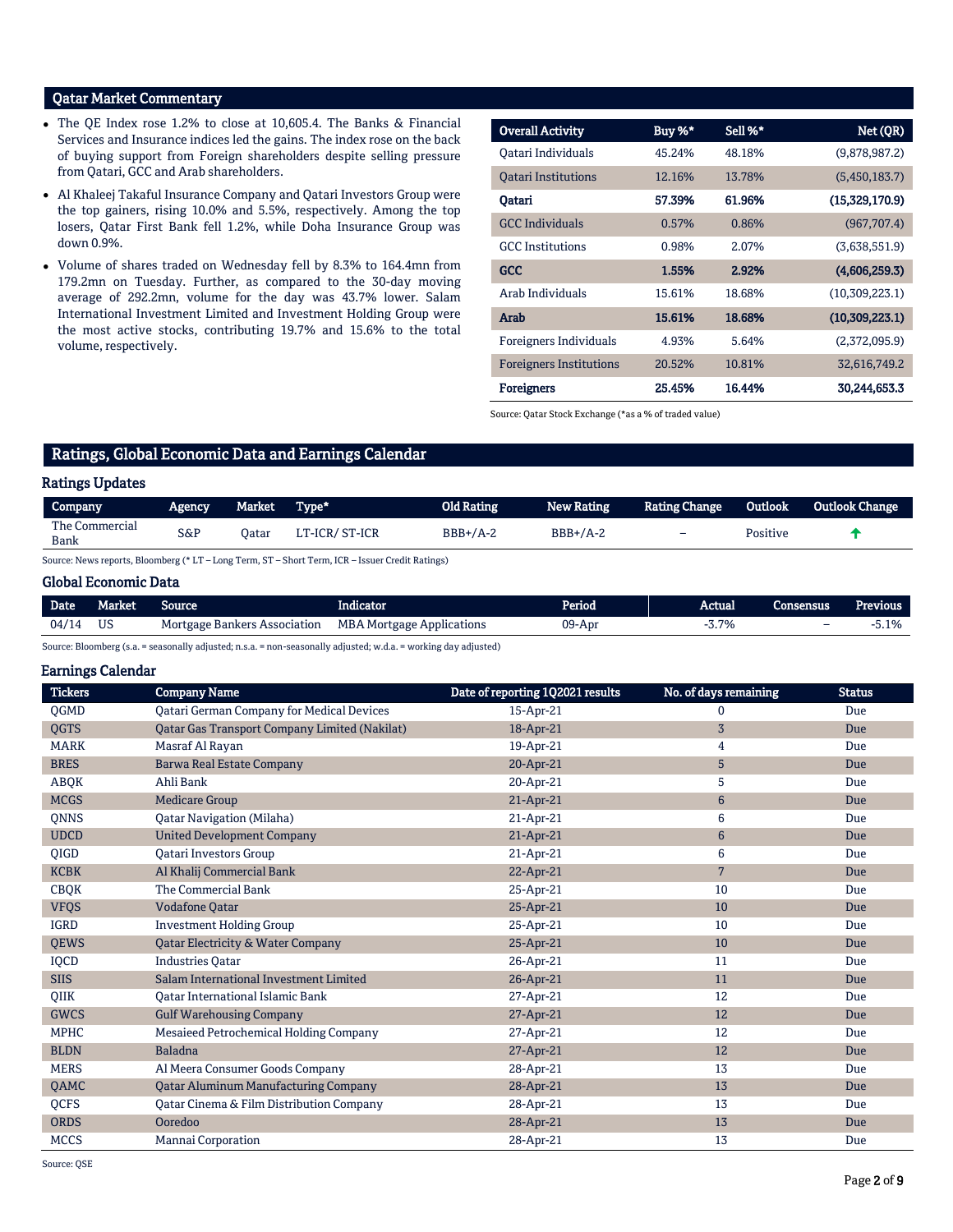## Qatar Market Commentary

- The QE Index rose 1.2% to close at 10,605.4. The Banks & Financial Services and Insurance indices led the gains. The index rose on the back of buying support from Foreign shareholders despite selling pressure from Qatari, GCC and Arab shareholders.
- Al Khaleej Takaful Insurance Company and Qatari Investors Group were the top gainers, rising 10.0% and 5.5%, respectively. Among the top losers, Qatar First Bank fell 1.2%, while Doha Insurance Group was down 0.9%.
- Volume of shares traded on Wednesday fell by 8.3% to 164.4mn from 179.2mn on Tuesday. Further, as compared to the 30-day moving average of 292.2mn, volume for the day was 43.7% lower. Salam International Investment Limited and Investment Holding Group were the most active stocks, contributing 19.7% and 15.6% to the total volume, respectively.

| Overall Activity | Buy %* | Sell %* | Net (QR) |
|---|---|---|---|
| Qatari Individuals | 45.24% | 48.18% | (9,878,987.2) |
| Qatari Institutions | 12.16% | 13.78% | (5,450,183.7) |
| **Qatari** | **57.39%** | **61.96%** | **(15,329,170.9)** |
| GCC Individuals | 0.57% | 0.86% | (967,707.4) |
| GCC Institutions | 0.98% | 2.07% | (3,638,551.9) |
| **GCC** | **1.55%** | **2.92%** | **(4,606,259.3)** |
| Arab Individuals | 15.61% | 18.68% | (10,309,223.1) |
| **Arab** | **15.61%** | **18.68%** | **(10,309,223.1)** |
| Foreigners Individuals | 4.93% | 5.64% | (2,372,095.9) |
| Foreigners Institutions | 20.52% | 10.81% | 32,616,749.2 |
| **Foreigners** | **25.45%** | **16.44%** | **30,244,653.3** |

Source: Qatar Stock Exchange (*as a % of traded value)

## Ratings, Global Economic Data and Earnings Calendar

### Ratings Updates

| Company | Agency | Market | Type* | Old Rating | New Rating | Rating Change | Outlook | Outlook Change |
|---|---|---|---|---|---|---|---|---|
| The Commercial Bank | S&P | Qatar | LT-ICR/ ST-ICR | BBB+/A-2 | BBB+/A-2 | – | Positive | ↑ |

Source: News reports, Bloomberg (* LT – Long Term, ST – Short Term, ICR – Issuer Credit Ratings)

### Global Economic Data

| Date | Market | Source | Indicator | Period | Actual | Consensus | Previous |
|---|---|---|---|---|---|---|---|
| 04/14 | US | Mortgage Bankers Association | MBA Mortgage Applications | 09-Apr | -3.7% | – | -5.1% |

Source: Bloomberg (s.a. = seasonally adjusted; n.s.a. = non-seasonally adjusted; w.d.a. = working day adjusted)

### Earnings Calendar

| Tickers | Company Name | Date of reporting 1Q2021 results | No. of days remaining | Status |
|---|---|---|---|---|
| QGMD | Qatari German Company for Medical Devices | 15-Apr-21 | 0 | Due |
| QGTS | Qatar Gas Transport Company Limited (Nakilat) | 18-Apr-21 | 3 | Due |
| MARK | Masraf Al Rayan | 19-Apr-21 | 4 | Due |
| BRES | Barwa Real Estate Company | 20-Apr-21 | 5 | Due |
| ABQK | Ahli Bank | 20-Apr-21 | 5 | Due |
| MCGS | Medicare Group | 21-Apr-21 | 6 | Due |
| QNNS | Qatar Navigation (Milaha) | 21-Apr-21 | 6 | Due |
| UDCD | United Development Company | 21-Apr-21 | 6 | Due |
| QIGD | Qatari Investors Group | 21-Apr-21 | 6 | Due |
| KCBK | Al Khalij Commercial Bank | 22-Apr-21 | 7 | Due |
| CBQK | The Commercial Bank | 25-Apr-21 | 10 | Due |
| VFQS | Vodafone Qatar | 25-Apr-21 | 10 | Due |
| IGRD | Investment Holding Group | 25-Apr-21 | 10 | Due |
| QEWS | Qatar Electricity & Water Company | 25-Apr-21 | 10 | Due |
| IQCD | Industries Qatar | 26-Apr-21 | 11 | Due |
| SIIS | Salam International Investment Limited | 26-Apr-21 | 11 | Due |
| QIIK | Qatar International Islamic Bank | 27-Apr-21 | 12 | Due |
| GWCS | Gulf Warehousing Company | 27-Apr-21 | 12 | Due |
| MPHC | Mesaieed Petrochemical Holding Company | 27-Apr-21 | 12 | Due |
| BLDN | Baladna | 27-Apr-21 | 12 | Due |
| MERS | Al Meera Consumer Goods Company | 28-Apr-21 | 13 | Due |
| QAMC | Qatar Aluminum Manufacturing Company | 28-Apr-21 | 13 | Due |
| QCFS | Qatar Cinema & Film Distribution Company | 28-Apr-21 | 13 | Due |
| ORDS | Ooredoo | 28-Apr-21 | 13 | Due |
| MCCS | Mannai Corporation | 28-Apr-21 | 13 | Due |

Source: QSE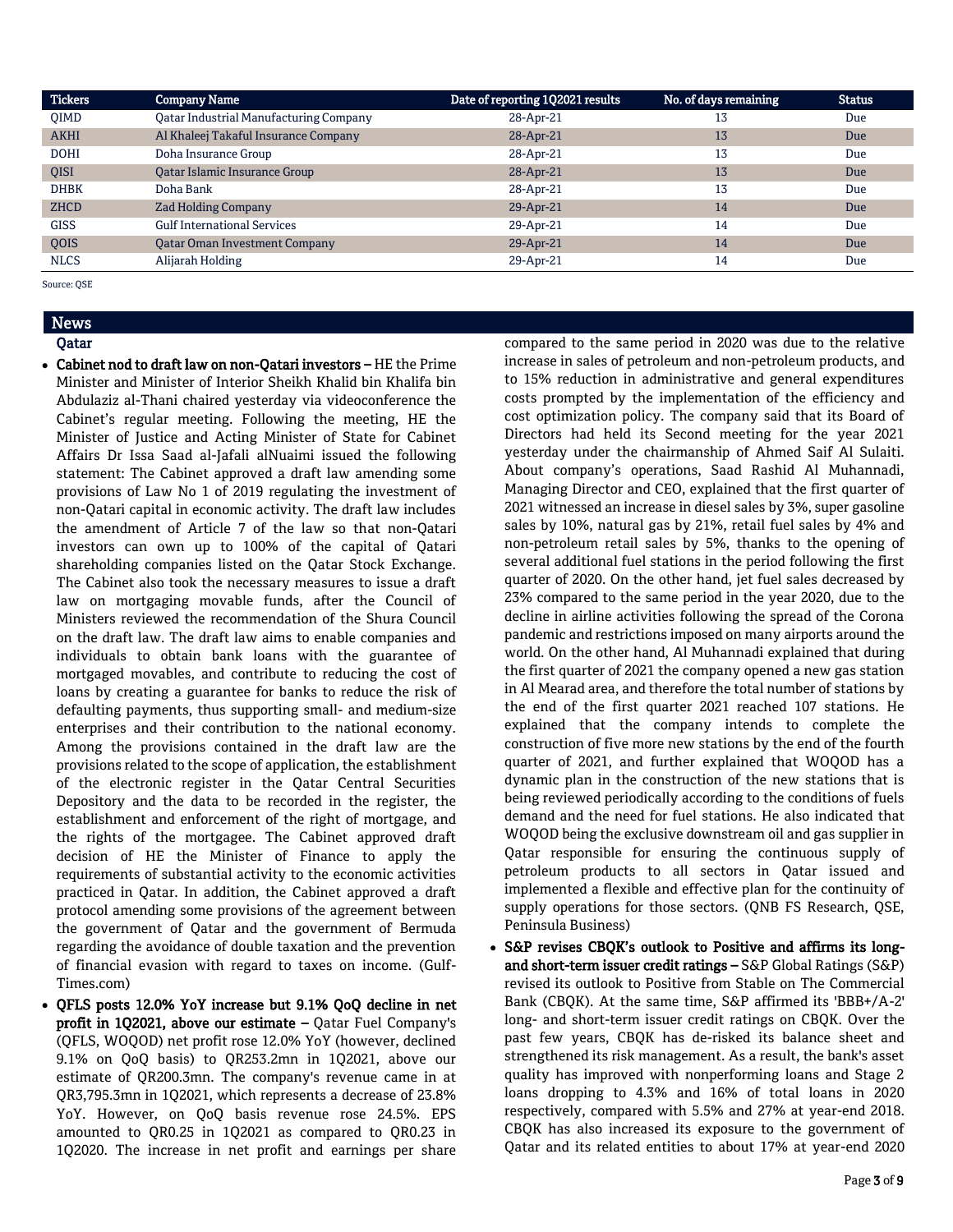| Tickers | Company Name | Date of reporting 1Q2021 results | No. of days remaining | Status |
|---|---|---|---|---|
| QIMD | Qatar Industrial Manufacturing Company | 28-Apr-21 | 13 | Due |
| AKHI | Al Khaleej Takaful Insurance Company | 28-Apr-21 | 13 | Due |
| DOHI | Doha Insurance Group | 28-Apr-21 | 13 | Due |
| QISI | Qatar Islamic Insurance Group | 28-Apr-21 | 13 | Due |
| DHBK | Doha Bank | 28-Apr-21 | 13 | Due |
| ZHCD | Zad Holding Company | 29-Apr-21 | 14 | Due |
| GISS | Gulf International Services | 29-Apr-21 | 14 | Due |
| QOIS | Qatar Oman Investment Company | 29-Apr-21 | 14 | Due |
| NLCS | Alijarah Holding | 29-Apr-21 | 14 | Due |

Source: QSE

## News

### Qatar

- **Cabinet nod to draft law on non-Qatari investors –** HE the Prime Minister and Minister of Interior Sheikh Khalid bin Khalifa bin Abdulaziz al-Thani chaired yesterday via videoconference the Cabinet's regular meeting. Following the meeting, HE the Minister of Justice and Acting Minister of State for Cabinet Affairs Dr Issa Saad al-Jafali alNuaimi issued the following statement: The Cabinet approved a draft law amending some provisions of Law No 1 of 2019 regulating the investment of non-Qatari capital in economic activity. The draft law includes the amendment of Article 7 of the law so that non-Qatari investors can own up to 100% of the capital of Qatari shareholding companies listed on the Qatar Stock Exchange. The Cabinet also took the necessary measures to issue a draft law on mortgaging movable funds, after the Council of Ministers reviewed the recommendation of the Shura Council on the draft law. The draft law aims to enable companies and individuals to obtain bank loans with the guarantee of mortgaged movables, and contribute to reducing the cost of loans by creating a guarantee for banks to reduce the risk of defaulting payments, thus supporting small- and medium-size enterprises and their contribution to the national economy. Among the provisions contained in the draft law are the provisions related to the scope of application, the establishment of the electronic register in the Qatar Central Securities Depository and the data to be recorded in the register, the establishment and enforcement of the right of mortgage, and the rights of the mortgagee. The Cabinet approved draft decision of HE the Minister of Finance to apply the requirements of substantial activity to the economic activities practiced in Qatar. In addition, the Cabinet approved a draft protocol amending some provisions of the agreement between the government of Qatar and the government of Bermuda regarding the avoidance of double taxation and the prevention of financial evasion with regard to taxes on income. (Gulf-Times.com)
- **QFLS posts 12.0% YoY increase but 9.1% QoQ decline in net profit in 1Q2021, above our estimate –** Qatar Fuel Company's (QFLS, WOQOD) net profit rose 12.0% YoY (however, declined 9.1% on QoQ basis) to QR253.2mn in 1Q2021, above our estimate of QR200.3mn. The company's revenue came in at QR3,795.3mn in 1Q2021, which represents a decrease of 23.8% YoY. However, on QoQ basis revenue rose 24.5%. EPS amounted to QR0.25 in 1Q2021 as compared to QR0.23 in 1Q2020. The increase in net profit and earnings per share compared to the same period in 2020 was due to the relative increase in sales of petroleum and non-petroleum products, and to 15% reduction in administrative and general expenditures costs prompted by the implementation of the efficiency and cost optimization policy. The company said that its Board of Directors had held its Second meeting for the year 2021 yesterday under the chairmanship of Ahmed Saif Al Sulaiti. About company's operations, Saad Rashid Al Muhannadi, Managing Director and CEO, explained that the first quarter of 2021 witnessed an increase in diesel sales by 3%, super gasoline sales by 10%, natural gas by 21%, retail fuel sales by 4% and non-petroleum retail sales by 5%, thanks to the opening of several additional fuel stations in the period following the first quarter of 2020. On the other hand, jet fuel sales decreased by 23% compared to the same period in the year 2020, due to the decline in airline activities following the spread of the Corona pandemic and restrictions imposed on many airports around the world. On the other hand, Al Muhannadi explained that during the first quarter of 2021 the company opened a new gas station in Al Mearad area, and therefore the total number of stations by the end of the first quarter 2021 reached 107 stations. He explained that the company intends to complete the construction of five more new stations by the end of the fourth quarter of 2021, and further explained that WOQOD has a dynamic plan in the construction of the new stations that is being reviewed periodically according to the conditions of fuels demand and the need for fuel stations. He also indicated that WOQOD being the exclusive downstream oil and gas supplier in Qatar responsible for ensuring the continuous supply of petroleum products to all sectors in Qatar issued and implemented a flexible and effective plan for the continuity of supply operations for those sectors. (QNB FS Research, QSE, Peninsula Business)
- **S&P revises CBQK's outlook to Positive and affirms its long- and short-term issuer credit ratings –** S&P Global Ratings (S&P) revised its outlook to Positive from Stable on The Commercial Bank (CBQK). At the same time, S&P affirmed its 'BBB+/A-2' long- and short-term issuer credit ratings on CBQK. Over the past few years, CBQK has de-risked its balance sheet and strengthened its risk management. As a result, the bank's asset quality has improved with nonperforming loans and Stage 2 loans dropping to 4.3% and 16% of total loans in 2020 respectively, compared with 5.5% and 27% at year-end 2018. CBQK has also increased its exposure to the government of Qatar and its related entities to about 17% at year-end 2020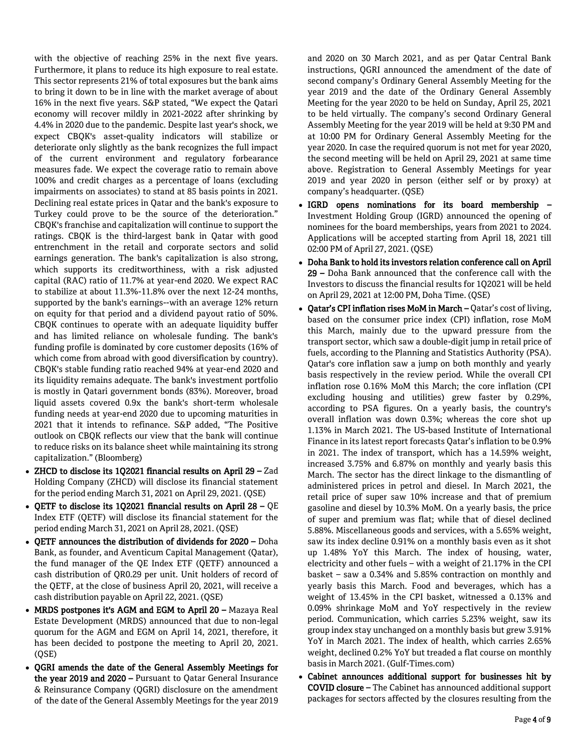with the objective of reaching 25% in the next five years. Furthermore, it plans to reduce its high exposure to real estate. This sector represents 21% of total exposures but the bank aims to bring it down to be in line with the market average of about 16% in the next five years. S&P stated, "We expect the Qatari economy will recover mildly in 2021-2022 after shrinking by 4.4% in 2020 due to the pandemic. Despite last year's shock, we expect CBQK's asset-quality indicators will stabilize or deteriorate only slightly as the bank recognizes the full impact of the current environment and regulatory forbearance measures fade. We expect the coverage ratio to remain above 100% and credit charges as a percentage of loans (excluding impairments on associates) to stand at 85 basis points in 2021. Declining real estate prices in Qatar and the bank's exposure to Turkey could prove to be the source of the deterioration." CBQK's franchise and capitalization will continue to support the ratings. CBQK is the third-largest bank in Qatar with good entrenchment in the retail and corporate sectors and solid earnings generation. The bank's capitalization is also strong, which supports its creditworthiness, with a risk adjusted capital (RAC) ratio of 11.7% at year-end 2020. We expect RAC to stabilize at about 11.3%-11.8% over the next 12-24 months, supported by the bank's earnings--with an average 12% return on equity for that period and a dividend payout ratio of 50%. CBQK continues to operate with an adequate liquidity buffer and has limited reliance on wholesale funding. The bank's funding profile is dominated by core customer deposits (16% of which come from abroad with good diversification by country). CBQK's stable funding ratio reached 94% at year-end 2020 and its liquidity remains adequate. The bank's investment portfolio is mostly in Qatari government bonds (83%). Moreover, broad liquid assets covered 0.9x the bank's short-term wholesale funding needs at year-end 2020 due to upcoming maturities in 2021 that it intends to refinance. S&P added, "The Positive outlook on CBQK reflects our view that the bank will continue to reduce risks on its balance sheet while maintaining its strong capitalization." (Bloomberg)

- **ZHCD to disclose its 1Q2021 financial results on April 29 –** Zad Holding Company (ZHCD) will disclose its financial statement for the period ending March 31, 2021 on April 29, 2021. (QSE)
- **QETF to disclose its 1Q2021 financial results on April 28 –** QE Index ETF (QETF) will disclose its financial statement for the period ending March 31, 2021 on April 28, 2021. (QSE)
- **QETF announces the distribution of dividends for 2020 –** Doha Bank, as founder, and Aventicum Capital Management (Qatar), the fund manager of the QE Index ETF (QETF) announced a cash distribution of QR0.29 per unit. Unit holders of record of the QETF, at the close of business April 20, 2021, will receive a cash distribution payable on April 22, 2021. (QSE)
- **MRDS postpones it's AGM and EGM to April 20 –** Mazaya Real Estate Development (MRDS) announced that due to non-legal quorum for the AGM and EGM on April 14, 2021, therefore, it has been decided to postpone the meeting to April 20, 2021. (QSE)
- **QGRI amends the date of the General Assembly Meetings for the year 2019 and 2020 –** Pursuant to Qatar General Insurance & Reinsurance Company (QGRI) disclosure on the amendment of the date of the General Assembly Meetings for the year 2019 and 2020 on 30 March 2021, and as per Qatar Central Bank instructions, QGRI announced the amendment of the date of second company's Ordinary General Assembly Meeting for the year 2019 and the date of the Ordinary General Assembly Meeting for the year 2020 to be held on Sunday, April 25, 2021 to be held virtually. The company's second Ordinary General Assembly Meeting for the year 2019 will be held at 9:30 PM and at 10:00 PM for Ordinary General Assembly Meeting for the year 2020. In case the required quorum is not met for year 2020, the second meeting will be held on April 29, 2021 at same time above. Registration to General Assembly Meetings for year 2019 and year 2020 in person (either self or by proxy) at company's headquarter. (QSE)
- **IGRD opens nominations for its board membership –** Investment Holding Group (IGRD) announced the opening of nominees for the board memberships, years from 2021 to 2024. Applications will be accepted starting from April 18, 2021 till 02:00 PM of April 27, 2021. (QSE)
- **Doha Bank to hold its investors relation conference call on April 29 –** Doha Bank announced that the conference call with the Investors to discuss the financial results for 1Q2021 will be held on April 29, 2021 at 12:00 PM, Doha Time. (QSE)
- **Qatar's CPI inflation rises MoM in March –** Qatar's cost of living, based on the consumer price index (CPI) inflation, rose MoM this March, mainly due to the upward pressure from the transport sector, which saw a double-digit jump in retail price of fuels, according to the Planning and Statistics Authority (PSA). Qatar's core inflation saw a jump on both monthly and yearly basis respectively in the review period. While the overall CPI inflation rose 0.16% MoM this March; the core inflation (CPI excluding housing and utilities) grew faster by 0.29%, according to PSA figures. On a yearly basis, the country's overall inflation was down 0.3%; whereas the core shot up 1.13% in March 2021. The US-based Institute of International Finance in its latest report forecasts Qatar's inflation to be 0.9% in 2021. The index of transport, which has a 14.59% weight, increased 3.75% and 6.87% on monthly and yearly basis this March. The sector has the direct linkage to the dismantling of administered prices in petrol and diesel. In March 2021, the retail price of super saw 10% increase and that of premium gasoline and diesel by 10.3% MoM. On a yearly basis, the price of super and premium was flat; while that of diesel declined 5.88%. Miscellaneous goods and services, with a 5.65% weight, saw its index decline 0.91% on a monthly basis even as it shot up 1.48% YoY this March. The index of housing, water, electricity and other fuels – with a weight of 21.17% in the CPI basket – saw a 0.34% and 5.85% contraction on monthly and yearly basis this March. Food and beverages, which has a weight of 13.45% in the CPI basket, witnessed a 0.13% and 0.09% shrinkage MoM and YoY respectively in the review period. Communication, which carries 5.23% weight, saw its group index stay unchanged on a monthly basis but grew 3.91% YoY in March 2021. The index of health, which carries 2.65% weight, declined 0.2% YoY but treaded a flat course on monthly basis in March 2021. (Gulf-Times.com)
- **Cabinet announces additional support for businesses hit by COVID closure –** The Cabinet has announced additional support packages for sectors affected by the closures resulting from the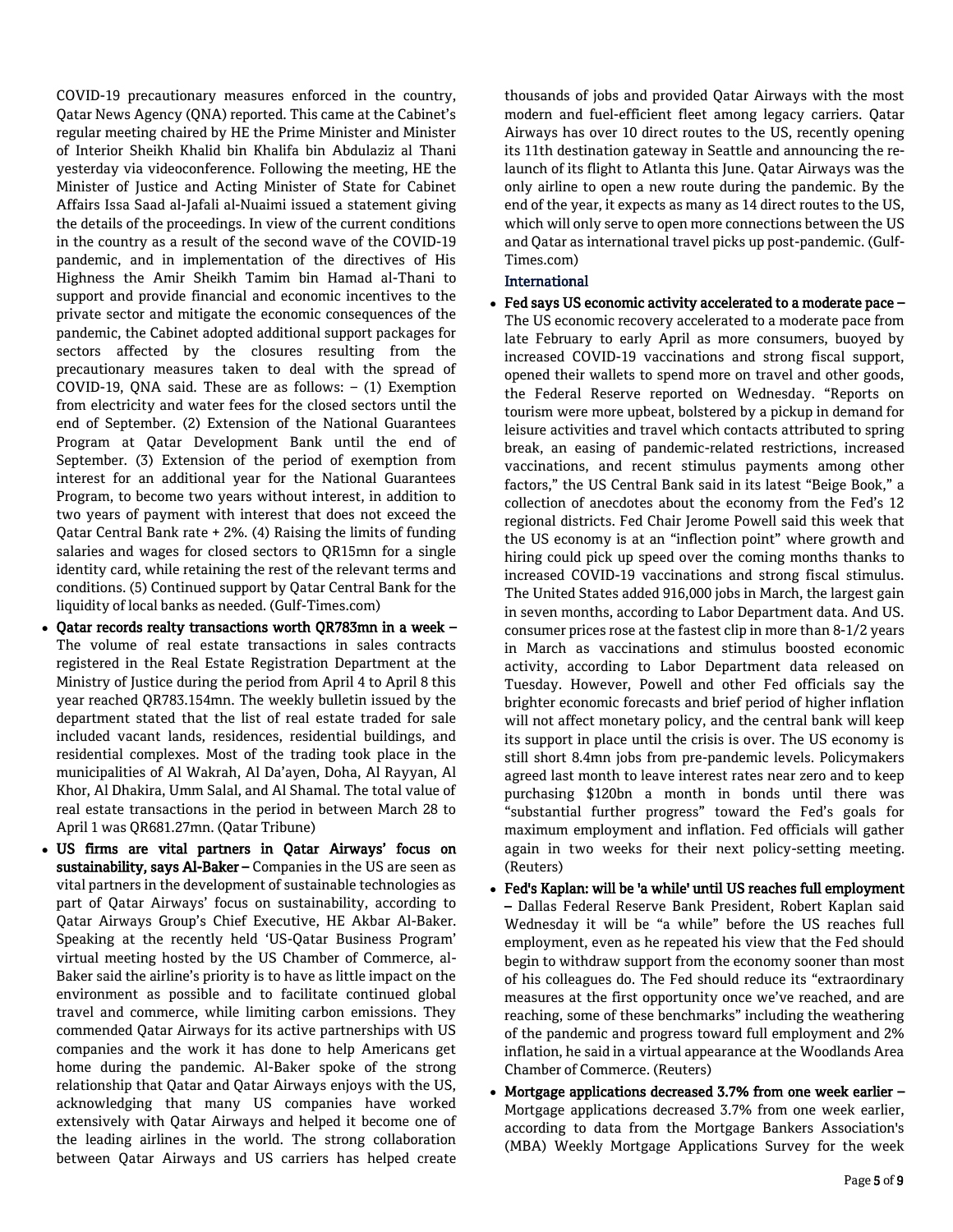COVID-19 precautionary measures enforced in the country, Qatar News Agency (QNA) reported. This came at the Cabinet's regular meeting chaired by HE the Prime Minister and Minister of Interior Sheikh Khalid bin Khalifa bin Abdulaziz al Thani yesterday via videoconference. Following the meeting, HE the Minister of Justice and Acting Minister of State for Cabinet Affairs Issa Saad al-Jafali al-Nuaimi issued a statement giving the details of the proceedings. In view of the current conditions in the country as a result of the second wave of the COVID-19 pandemic, and in implementation of the directives of His Highness the Amir Sheikh Tamim bin Hamad al-Thani to support and provide financial and economic incentives to the private sector and mitigate the economic consequences of the pandemic, the Cabinet adopted additional support packages for sectors affected by the closures resulting from the precautionary measures taken to deal with the spread of COVID-19, QNA said. These are as follows: – (1) Exemption from electricity and water fees for the closed sectors until the end of September. (2) Extension of the National Guarantees Program at Qatar Development Bank until the end of September. (3) Extension of the period of exemption from interest for an additional year for the National Guarantees Program, to become two years without interest, in addition to two years of payment with interest that does not exceed the Qatar Central Bank rate + 2%. (4) Raising the limits of funding salaries and wages for closed sectors to QR15mn for a single identity card, while retaining the rest of the relevant terms and conditions. (5) Continued support by Qatar Central Bank for the liquidity of local banks as needed. (Gulf-Times.com)

- **Qatar records realty transactions worth QR783mn in a week –** The volume of real estate transactions in sales contracts registered in the Real Estate Registration Department at the Ministry of Justice during the period from April 4 to April 8 this year reached QR783.154mn. The weekly bulletin issued by the department stated that the list of real estate traded for sale included vacant lands, residences, residential buildings, and residential complexes. Most of the trading took place in the municipalities of Al Wakrah, Al Da'ayen, Doha, Al Rayyan, Al Khor, Al Dhakira, Umm Salal, and Al Shamal. The total value of real estate transactions in the period in between March 28 to April 1 was QR681.27mn. (Qatar Tribune)
- **US firms are vital partners in Qatar Airways' focus on sustainability, says Al-Baker –** Companies in the US are seen as vital partners in the development of sustainable technologies as part of Qatar Airways' focus on sustainability, according to Qatar Airways Group's Chief Executive, HE Akbar Al-Baker. Speaking at the recently held 'US-Qatar Business Program' virtual meeting hosted by the US Chamber of Commerce, al-Baker said the airline's priority is to have as little impact on the environment as possible and to facilitate continued global travel and commerce, while limiting carbon emissions. They commended Qatar Airways for its active partnerships with US companies and the work it has done to help Americans get home during the pandemic. Al-Baker spoke of the strong relationship that Qatar and Qatar Airways enjoys with the US, acknowledging that many US companies have worked extensively with Qatar Airways and helped it become one of the leading airlines in the world. The strong collaboration between Qatar Airways and US carriers has helped create thousands of jobs and provided Qatar Airways with the most modern and fuel-efficient fleet among legacy carriers. Qatar Airways has over 10 direct routes to the US, recently opening its 11th destination gateway in Seattle and announcing the re-launch of its flight to Atlanta this June. Qatar Airways was the only airline to open a new route during the pandemic. By the end of the year, it expects as many as 14 direct routes to the US, which will only serve to open more connections between the US and Qatar as international travel picks up post-pandemic. (Gulf-Times.com)

## International

- **Fed says US economic activity accelerated to a moderate pace –** The US economic recovery accelerated to a moderate pace from late February to early April as more consumers, buoyed by increased COVID-19 vaccinations and strong fiscal support, opened their wallets to spend more on travel and other goods, the Federal Reserve reported on Wednesday. "Reports on tourism were more upbeat, bolstered by a pickup in demand for leisure activities and travel which contacts attributed to spring break, an easing of pandemic-related restrictions, increased vaccinations, and recent stimulus payments among other factors," the US Central Bank said in its latest "Beige Book," a collection of anecdotes about the economy from the Fed's 12 regional districts. Fed Chair Jerome Powell said this week that the US economy is at an "inflection point" where growth and hiring could pick up speed over the coming months thanks to increased COVID-19 vaccinations and strong fiscal stimulus. The United States added 916,000 jobs in March, the largest gain in seven months, according to Labor Department data. And US. consumer prices rose at the fastest clip in more than 8-1/2 years in March as vaccinations and stimulus boosted economic activity, according to Labor Department data released on Tuesday. However, Powell and other Fed officials say the brighter economic forecasts and brief period of higher inflation will not affect monetary policy, and the central bank will keep its support in place until the crisis is over. The US economy is still short 8.4mn jobs from pre-pandemic levels. Policymakers agreed last month to leave interest rates near zero and to keep purchasing $120bn a month in bonds until there was "substantial further progress" toward the Fed's goals for maximum employment and inflation. Fed officials will gather again in two weeks for their next policy-setting meeting. (Reuters)
- **Fed's Kaplan: will be 'a while' until US reaches full employment –** Dallas Federal Reserve Bank President, Robert Kaplan said Wednesday it will be "a while" before the US reaches full employment, even as he repeated his view that the Fed should begin to withdraw support from the economy sooner than most of his colleagues do. The Fed should reduce its "extraordinary measures at the first opportunity once we've reached, and are reaching, some of these benchmarks" including the weathering of the pandemic and progress toward full employment and 2% inflation, he said in a virtual appearance at the Woodlands Area Chamber of Commerce. (Reuters)
- **Mortgage applications decreased 3.7% from one week earlier –** Mortgage applications decreased 3.7% from one week earlier, according to data from the Mortgage Bankers Association's (MBA) Weekly Mortgage Applications Survey for the week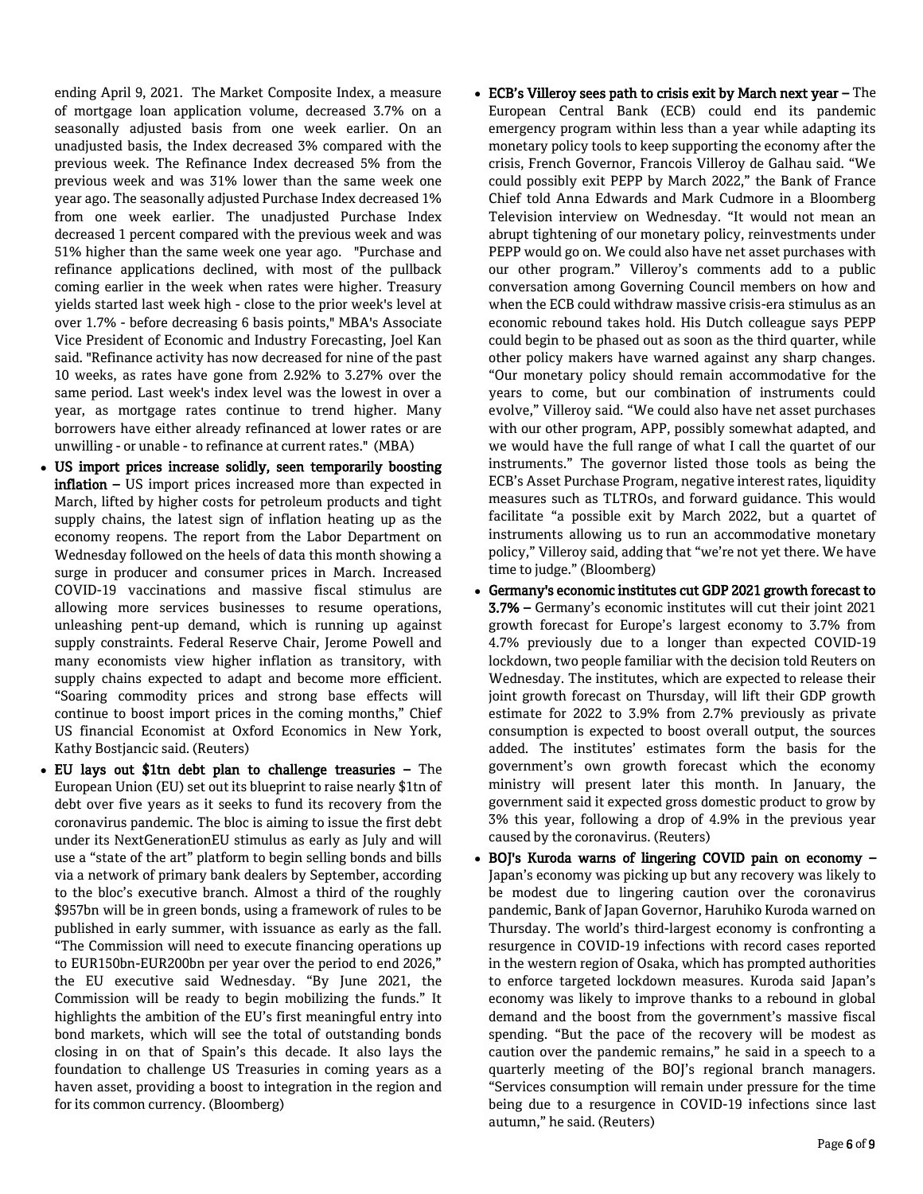ending April 9, 2021. The Market Composite Index, a measure of mortgage loan application volume, decreased 3.7% on a seasonally adjusted basis from one week earlier. On an unadjusted basis, the Index decreased 3% compared with the previous week. The Refinance Index decreased 5% from the previous week and was 31% lower than the same week one year ago. The seasonally adjusted Purchase Index decreased 1% from one week earlier. The unadjusted Purchase Index decreased 1 percent compared with the previous week and was 51% higher than the same week one year ago. "Purchase and refinance applications declined, with most of the pullback coming earlier in the week when rates were higher. Treasury yields started last week high - close to the prior week's level at over 1.7% - before decreasing 6 basis points," MBA's Associate Vice President of Economic and Industry Forecasting, Joel Kan said. "Refinance activity has now decreased for nine of the past 10 weeks, as rates have gone from 2.92% to 3.27% over the same period. Last week's index level was the lowest in over a year, as mortgage rates continue to trend higher. Many borrowers have either already refinanced at lower rates or are unwilling - or unable - to refinance at current rates." (MBA)

- **US import prices increase solidly, seen temporarily boosting inflation –** US import prices increased more than expected in March, lifted by higher costs for petroleum products and tight supply chains, the latest sign of inflation heating up as the economy reopens. The report from the Labor Department on Wednesday followed on the heels of data this month showing a surge in producer and consumer prices in March. Increased COVID-19 vaccinations and massive fiscal stimulus are allowing more services businesses to resume operations, unleashing pent-up demand, which is running up against supply constraints. Federal Reserve Chair, Jerome Powell and many economists view higher inflation as transitory, with supply chains expected to adapt and become more efficient. "Soaring commodity prices and strong base effects will continue to boost import prices in the coming months," Chief US financial Economist at Oxford Economics in New York, Kathy Bostjancic said. (Reuters)
- **EU lays out $1tn debt plan to challenge treasuries –** The European Union (EU) set out its blueprint to raise nearly $1tn of debt over five years as it seeks to fund its recovery from the coronavirus pandemic. The bloc is aiming to issue the first debt under its NextGenerationEU stimulus as early as July and will use a "state of the art" platform to begin selling bonds and bills via a network of primary bank dealers by September, according to the bloc's executive branch. Almost a third of the roughly $957bn will be in green bonds, using a framework of rules to be published in early summer, with issuance as early as the fall. "The Commission will need to execute financing operations up to EUR150bn-EUR200bn per year over the period to end 2026," the EU executive said Wednesday. "By June 2021, the Commission will be ready to begin mobilizing the funds." It highlights the ambition of the EU's first meaningful entry into bond markets, which will see the total of outstanding bonds closing in on that of Spain's this decade. It also lays the foundation to challenge US Treasuries in coming years as a haven asset, providing a boost to integration in the region and for its common currency. (Bloomberg)
- **ECB's Villeroy sees path to crisis exit by March next year –** The European Central Bank (ECB) could end its pandemic emergency program within less than a year while adapting its monetary policy tools to keep supporting the economy after the crisis, French Governor, Francois Villeroy de Galhau said. "We could possibly exit PEPP by March 2022," the Bank of France Chief told Anna Edwards and Mark Cudmore in a Bloomberg Television interview on Wednesday. "It would not mean an abrupt tightening of our monetary policy, reinvestments under PEPP would go on. We could also have net asset purchases with our other program." Villeroy's comments add to a public conversation among Governing Council members on how and when the ECB could withdraw massive crisis-era stimulus as an economic rebound takes hold. His Dutch colleague says PEPP could begin to be phased out as soon as the third quarter, while other policy makers have warned against any sharp changes. "Our monetary policy should remain accommodative for the years to come, but our combination of instruments could evolve," Villeroy said. "We could also have net asset purchases with our other program, APP, possibly somewhat adapted, and we would have the full range of what I call the quartet of our instruments." The governor listed those tools as being the ECB's Asset Purchase Program, negative interest rates, liquidity measures such as TLTROs, and forward guidance. This would facilitate "a possible exit by March 2022, but a quartet of instruments allowing us to run an accommodative monetary policy," Villeroy said, adding that "we're not yet there. We have time to judge." (Bloomberg)
- **Germany's economic institutes cut GDP 2021 growth forecast to 3.7% –** Germany's economic institutes will cut their joint 2021 growth forecast for Europe's largest economy to 3.7% from 4.7% previously due to a longer than expected COVID-19 lockdown, two people familiar with the decision told Reuters on Wednesday. The institutes, which are expected to release their joint growth forecast on Thursday, will lift their GDP growth estimate for 2022 to 3.9% from 2.7% previously as private consumption is expected to boost overall output, the sources added. The institutes' estimates form the basis for the government's own growth forecast which the economy ministry will present later this month. In January, the government said it expected gross domestic product to grow by 3% this year, following a drop of 4.9% in the previous year caused by the coronavirus. (Reuters)
- **BOJ's Kuroda warns of lingering COVID pain on economy –** Japan's economy was picking up but any recovery was likely to be modest due to lingering caution over the coronavirus pandemic, Bank of Japan Governor, Haruhiko Kuroda warned on Thursday. The world's third-largest economy is confronting a resurgence in COVID-19 infections with record cases reported in the western region of Osaka, which has prompted authorities to enforce targeted lockdown measures. Kuroda said Japan's economy was likely to improve thanks to a rebound in global demand and the boost from the government's massive fiscal spending. "But the pace of the recovery will be modest as caution over the pandemic remains," he said in a speech to a quarterly meeting of the BOJ's regional branch managers. "Services consumption will remain under pressure for the time being due to a resurgence in COVID-19 infections since last autumn," he said. (Reuters)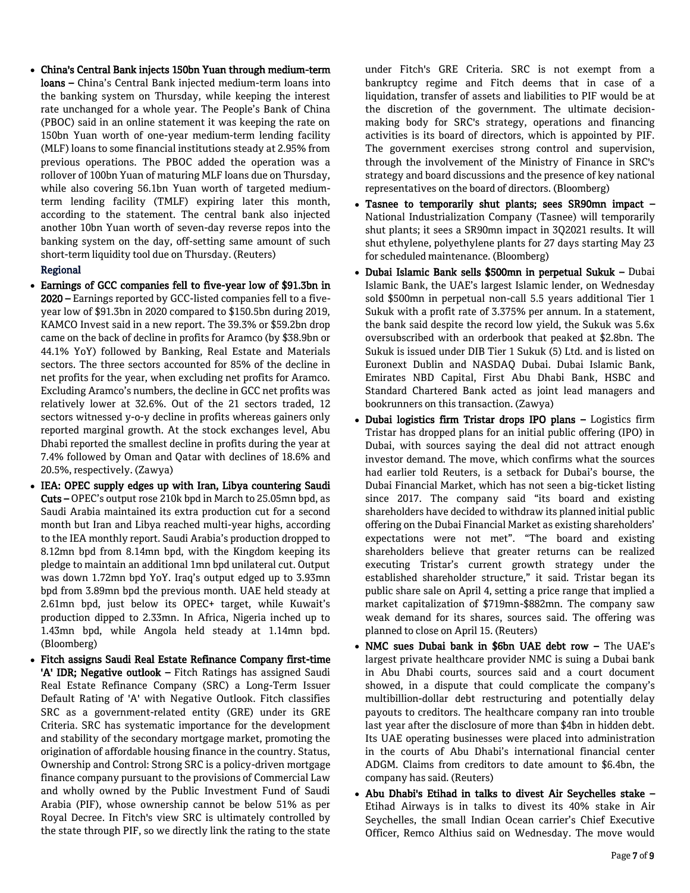- **China's Central Bank injects 150bn Yuan through medium-term loans –** China's Central Bank injected medium-term loans into the banking system on Thursday, while keeping the interest rate unchanged for a whole year. The People's Bank of China (PBOC) said in an online statement it was keeping the rate on 150bn Yuan worth of one-year medium-term lending facility (MLF) loans to some financial institutions steady at 2.95% from previous operations. The PBOC added the operation was a rollover of 100bn Yuan of maturing MLF loans due on Thursday, while also covering 56.1bn Yuan worth of targeted medium-term lending facility (TMLF) expiring later this month, according to the statement. The central bank also injected another 10bn Yuan worth of seven-day reverse repos into the banking system on the day, off-setting same amount of such short-term liquidity tool due on Thursday. (Reuters)

## Regional

- **Earnings of GCC companies fell to five-year low of $91.3bn in 2020 –** Earnings reported by GCC-listed companies fell to a five-year low of $91.3bn in 2020 compared to $150.5bn during 2019, KAMCO Invest said in a new report. The 39.3% or $59.2bn drop came on the back of decline in profits for Aramco (by $38.9bn or 44.1% YoY) followed by Banking, Real Estate and Materials sectors. The three sectors accounted for 85% of the decline in net profits for the year, when excluding net profits for Aramco. Excluding Aramco's numbers, the decline in GCC net profits was relatively lower at 32.6%. Out of the 21 sectors traded, 12 sectors witnessed y-o-y decline in profits whereas gainers only reported marginal growth. At the stock exchanges level, Abu Dhabi reported the smallest decline in profits during the year at 7.4% followed by Oman and Qatar with declines of 18.6% and 20.5%, respectively. (Zawya)
- **IEA: OPEC supply edges up with Iran, Libya countering Saudi Cuts –** OPEC's output rose 210k bpd in March to 25.05mn bpd, as Saudi Arabia maintained its extra production cut for a second month but Iran and Libya reached multi-year highs, according to the IEA monthly report. Saudi Arabia's production dropped to 8.12mn bpd from 8.14mn bpd, with the Kingdom keeping its pledge to maintain an additional 1mn bpd unilateral cut. Output was down 1.72mn bpd YoY. Iraq's output edged up to 3.93mn bpd from 3.89mn bpd the previous month. UAE held steady at 2.61mn bpd, just below its OPEC+ target, while Kuwait's production dipped to 2.33mn. In Africa, Nigeria inched up to 1.43mn bpd, while Angola held steady at 1.14mn bpd. (Bloomberg)
- **Fitch assigns Saudi Real Estate Refinance Company first-time 'A' IDR; Negative outlook –** Fitch Ratings has assigned Saudi Real Estate Refinance Company (SRC) a Long-Term Issuer Default Rating of 'A' with Negative Outlook. Fitch classifies SRC as a government-related entity (GRE) under its GRE Criteria. SRC has systematic importance for the development and stability of the secondary mortgage market, promoting the origination of affordable housing finance in the country. Status, Ownership and Control: Strong SRC is a policy-driven mortgage finance company pursuant to the provisions of Commercial Law and wholly owned by the Public Investment Fund of Saudi Arabia (PIF), whose ownership cannot be below 51% as per Royal Decree. In Fitch's view SRC is ultimately controlled by the state through PIF, so we directly link the rating to the state under Fitch's GRE Criteria. SRC is not exempt from a bankruptcy regime and Fitch deems that in case of a liquidation, transfer of assets and liabilities to PIF would be at the discretion of the government. The ultimate decision-making body for SRC's strategy, operations and financing activities is its board of directors, which is appointed by PIF. The government exercises strong control and supervision, through the involvement of the Ministry of Finance in SRC's strategy and board discussions and the presence of key national representatives on the board of directors. (Bloomberg)
- **Tasnee to temporarily shut plants; sees SR90mn impact –** National Industrialization Company (Tasnee) will temporarily shut plants; it sees a SR90mn impact in 3Q2021 results. It will shut ethylene, polyethylene plants for 27 days starting May 23 for scheduled maintenance. (Bloomberg)
- **Dubai Islamic Bank sells $500mn in perpetual Sukuk –** Dubai Islamic Bank, the UAE's largest Islamic lender, on Wednesday sold $500mn in perpetual non-call 5.5 years additional Tier 1 Sukuk with a profit rate of 3.375% per annum. In a statement, the bank said despite the record low yield, the Sukuk was 5.6x oversubscribed with an orderbook that peaked at $2.8bn. The Sukuk is issued under DIB Tier 1 Sukuk (5) Ltd. and is listed on Euronext Dublin and NASDAQ Dubai. Dubai Islamic Bank, Emirates NBD Capital, First Abu Dhabi Bank, HSBC and Standard Chartered Bank acted as joint lead managers and bookrunners on this transaction. (Zawya)
- **Dubai logistics firm Tristar drops IPO plans –** Logistics firm Tristar has dropped plans for an initial public offering (IPO) in Dubai, with sources saying the deal did not attract enough investor demand. The move, which confirms what the sources had earlier told Reuters, is a setback for Dubai's bourse, the Dubai Financial Market, which has not seen a big-ticket listing since 2017. The company said "its board and existing shareholders have decided to withdraw its planned initial public offering on the Dubai Financial Market as existing shareholders' expectations were not met". "The board and existing shareholders believe that greater returns can be realized executing Tristar's current growth strategy under the established shareholder structure," it said. Tristar began its public share sale on April 4, setting a price range that implied a market capitalization of $719mn-$882mn. The company saw weak demand for its shares, sources said. The offering was planned to close on April 15. (Reuters)
- **NMC sues Dubai bank in $6bn UAE debt row –** The UAE's largest private healthcare provider NMC is suing a Dubai bank in Abu Dhabi courts, sources said and a court document showed, in a dispute that could complicate the company's multibillion-dollar debt restructuring and potentially delay payouts to creditors. The healthcare company ran into trouble last year after the disclosure of more than $4bn in hidden debt. Its UAE operating businesses were placed into administration in the courts of Abu Dhabi's international financial center ADGM. Claims from creditors to date amount to $6.4bn, the company has said. (Reuters)
- **Abu Dhabi's Etihad in talks to divest Air Seychelles stake –** Etihad Airways is in talks to divest its 40% stake in Air Seychelles, the small Indian Ocean carrier's Chief Executive Officer, Remco Althius said on Wednesday. The move would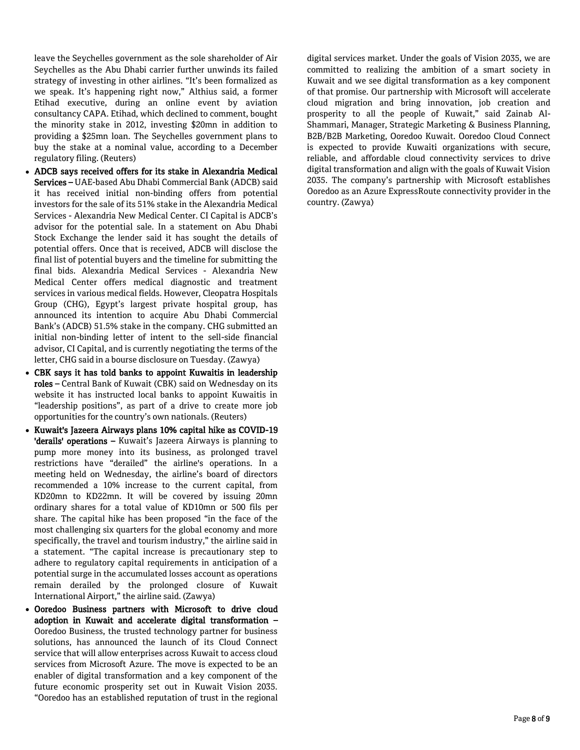leave the Seychelles government as the sole shareholder of Air Seychelles as the Abu Dhabi carrier further unwinds its failed strategy of investing in other airlines. "It's been formalized as we speak. It's happening right now," Althius said, a former Etihad executive, during an online event by aviation consultancy CAPA. Etihad, which declined to comment, bought the minority stake in 2012, investing $20mn in addition to providing a $25mn loan. The Seychelles government plans to buy the stake at a nominal value, according to a December regulatory filing. (Reuters)

- **ADCB says received offers for its stake in Alexandria Medical Services –** UAE-based Abu Dhabi Commercial Bank (ADCB) said it has received initial non-binding offers from potential investors for the sale of its 51% stake in the Alexandria Medical Services - Alexandria New Medical Center. CI Capital is ADCB's advisor for the potential sale. In a statement on Abu Dhabi Stock Exchange the lender said it has sought the details of potential offers. Once that is received, ADCB will disclose the final list of potential buyers and the timeline for submitting the final bids. Alexandria Medical Services - Alexandria New Medical Center offers medical diagnostic and treatment services in various medical fields. However, Cleopatra Hospitals Group (CHG), Egypt's largest private hospital group, has announced its intention to acquire Abu Dhabi Commercial Bank's (ADCB) 51.5% stake in the company. CHG submitted an initial non-binding letter of intent to the sell-side financial advisor, CI Capital, and is currently negotiating the terms of the letter, CHG said in a bourse disclosure on Tuesday. (Zawya)
- **CBK says it has told banks to appoint Kuwaitis in leadership roles –** Central Bank of Kuwait (CBK) said on Wednesday on its website it has instructed local banks to appoint Kuwaitis in "leadership positions", as part of a drive to create more job opportunities for the country's own nationals. (Reuters)
- **Kuwait's Jazeera Airways plans 10% capital hike as COVID-19 'derails' operations –** Kuwait's Jazeera Airways is planning to pump more money into its business, as prolonged travel restrictions have "derailed" the airline's operations. In a meeting held on Wednesday, the airline's board of directors recommended a 10% increase to the current capital, from KD20mn to KD22mn. It will be covered by issuing 20mn ordinary shares for a total value of KD10mn or 500 fils per share. The capital hike has been proposed "in the face of the most challenging six quarters for the global economy and more specifically, the travel and tourism industry," the airline said in a statement. "The capital increase is precautionary step to adhere to regulatory capital requirements in anticipation of a potential surge in the accumulated losses account as operations remain derailed by the prolonged closure of Kuwait International Airport," the airline said. (Zawya)
- **Ooredoo Business partners with Microsoft to drive cloud adoption in Kuwait and accelerate digital transformation –** Ooredoo Business, the trusted technology partner for business solutions, has announced the launch of its Cloud Connect service that will allow enterprises across Kuwait to access cloud services from Microsoft Azure. The move is expected to be an enabler of digital transformation and a key component of the future economic prosperity set out in Kuwait Vision 2035. "Ooredoo has an established reputation of trust in the regional digital services market. Under the goals of Vision 2035, we are committed to realizing the ambition of a smart society in Kuwait and we see digital transformation as a key component of that promise. Our partnership with Microsoft will accelerate cloud migration and bring innovation, job creation and prosperity to all the people of Kuwait," said Zainab Al-Shammari, Manager, Strategic Marketing & Business Planning, B2B/B2B Marketing, Ooredoo Kuwait. Ooredoo Cloud Connect is expected to provide Kuwaiti organizations with secure, reliable, and affordable cloud connectivity services to drive digital transformation and align with the goals of Kuwait Vision 2035. The company's partnership with Microsoft establishes Ooredoo as an Azure ExpressRoute connectivity provider in the country. (Zawya)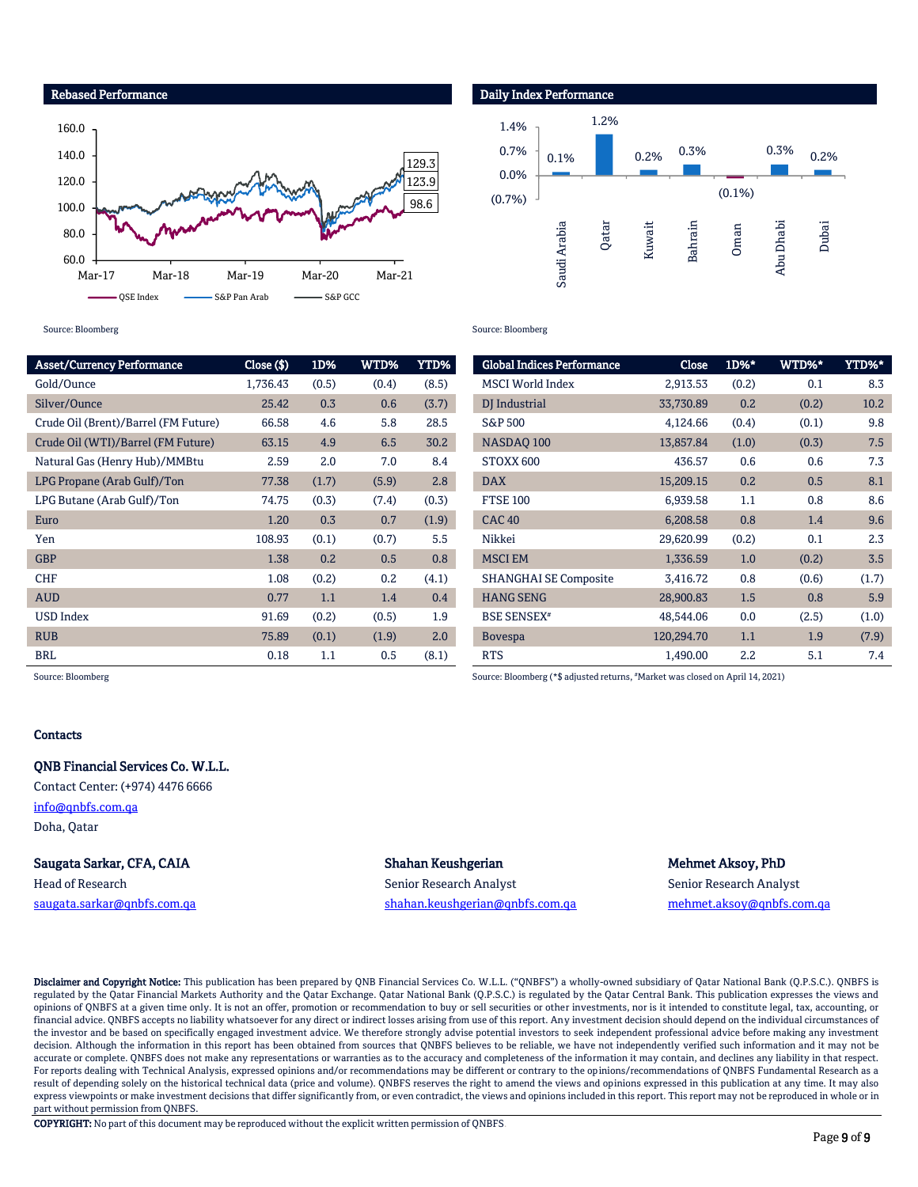## Rebased Performance

160.0
140.0
120.0
100.0
80.0
60.0

Mar-17
Mar-18
Mar-19
Mar-20
Mar-21

129.3
123.9
98.6

QSE Index
S&P Pan Arab
S&P GCC

Source: Bloomberg

## Daily Index Performance

1.4%
0.7%
0.0%
(0.7%)

0.1%
1.2%
0.2%
0.3%
(0.1%)
0.3%
0.2%

Saudi Arabia
Qatar
Kuwait
Bahrain
Oman
Abu Dhabi
Dubai

Source: Bloomberg

| Asset/Currency Performance | Close ($) | 1D% | WTD% | YTD% |
|---|---|---|---|---|
| Gold/Ounce | 1,736.43 | (0.5) | (0.4) | (8.5) |
| Silver/Ounce | 25.42 | 0.3 | 0.6 | (3.7) |
| Crude Oil (Brent)/Barrel (FM Future) | 66.58 | 4.6 | 5.8 | 28.5 |
| Crude Oil (WTI)/Barrel (FM Future) | 63.15 | 4.9 | 6.5 | 30.2 |
| Natural Gas (Henry Hub)/MMBtu | 2.59 | 2.0 | 7.0 | 8.4 |
| LPG Propane (Arab Gulf)/Ton | 77.38 | (1.7) | (5.9) | 2.8 |
| LPG Butane (Arab Gulf)/Ton | 74.75 | (0.3) | (7.4) | (0.3) |
| Euro | 1.20 | 0.3 | 0.7 | (1.9) |
| Yen | 108.93 | (0.1) | (0.7) | 5.5 |
| GBP | 1.38 | 0.2 | 0.5 | 0.8 |
| CHF | 1.08 | (0.2) | 0.2 | (4.1) |
| AUD | 0.77 | 1.1 | 1.4 | 0.4 |
| USD Index | 91.69 | (0.2) | (0.5) | 1.9 |
| RUB | 75.89 | (0.1) | (1.9) | 2.0 |
| BRL | 0.18 | 1.1 | 0.5 | (8.1) |

Source: Bloomberg

| Global Indices Performance | Close | 1D%* | WTD%* | YTD%* |
|---|---|---|---|---|
| MSCI World Index | 2,913.53 | (0.2) | 0.1 | 8.3 |
| DJ Industrial | 33,730.89 | 0.2 | (0.2) | 10.2 |
| S&P 500 | 4,124.66 | (0.4) | (0.1) | 9.8 |
| NASDAQ 100 | 13,857.84 | (1.0) | (0.3) | 7.5 |
| STOXX 600 | 436.57 | 0.6 | 0.6 | 7.3 |
| DAX | 15,209.15 | 0.2 | 0.5 | 8.1 |
| FTSE 100 | 6,939.58 | 1.1 | 0.8 | 8.6 |
| CAC 40 | 6,208.58 | 0.8 | 1.4 | 9.6 |
| Nikkei | 29,620.99 | (0.2) | 0.1 | 2.3 |
| MSCI EM | 1,336.59 | 1.0 | (0.2) | 3.5 |
| SHANGHAI SE Composite | 3,416.72 | 0.8 | (0.6) | (1.7) |
| HANG SENG | 28,900.83 | 1.5 | 0.8 | 5.9 |
| BSE SENSEX# | 48,544.06 | 0.0 | (2.5) | (1.0) |
| Bovespa | 120,294.70 | 1.1 | 1.9 | (7.9) |
| RTS | 1,490.00 | 2.2 | 5.1 | 7.4 |

Source: Bloomberg (*$ adjusted returns, #Market was closed on April 14, 2021)

**Contacts**

**QNB Financial Services Co. W.L.L.**
Contact Center: (+974) 4476 6666
info@qnbfs.com.qa
Doha, Qatar

**Saugata Sarkar, CFA, CAIA**
Head of Research
saugata.sarkar@qnbfs.com.qa

**Shahan Keushgerian**
Senior Research Analyst
shahan.keushgerian@qnbfs.com.qa

**Mehmet Aksoy, PhD**
Senior Research Analyst
mehmet.aksoy@qnbfs.com.qa

**Disclaimer and Copyright Notice:** This publication has been prepared by QNB Financial Services Co. W.L.L. ("QNBFS") a wholly-owned subsidiary of Qatar National Bank (Q.P.S.C.). QNBFS is regulated by the Qatar Financial Markets Authority and the Qatar Exchange. Qatar National Bank (Q.P.S.C.) is regulated by the Qatar Central Bank. This publication expresses the views and opinions of QNBFS at a given time only. It is not an offer, promotion or recommendation to buy or sell securities or other investments, nor is it intended to constitute legal, tax, accounting, or financial advice. QNBFS accepts no liability whatsoever for any direct or indirect losses arising from use of this report. Any investment decision should depend on the individual circumstances of the investor and be based on specifically engaged investment advice. We therefore strongly advise potential investors to seek independent professional advice before making any investment decision. Although the information in this report has been obtained from sources that QNBFS believes to be reliable, we have not independently verified such information and it may not be accurate or complete. QNBFS does not make any representations or warranties as to the accuracy and completeness of the information it may contain, and declines any liability in that respect. For reports dealing with Technical Analysis, expressed opinions and/or recommendations may be different or contrary to the opinions/recommendations of QNBFS Fundamental Research as a result of depending solely on the historical technical data (price and volume). QNBFS reserves the right to amend the views and opinions expressed in this publication at any time. It may also express viewpoints or make investment decisions that differ significantly from, or even contradict, the views and opinions included in this report. This report may not be reproduced in whole or in part without permission from QNBFS.

**COPYRIGHT:** No part of this document may be reproduced without the explicit written permission of QNBFS